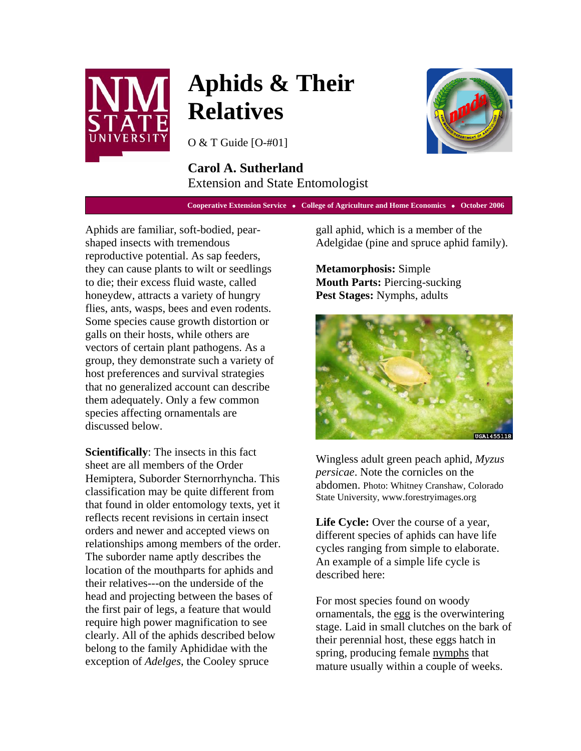# Aphids & Their Relatives

O & T Guide [O-#01]

**Carol A. Sutherland**
Extension and State Entomologist

**Cooperative Extension Service • College of Agriculture and Home Economics • October 2006**

Aphids are familiar, soft-bodied, pear-shaped insects with tremendous reproductive potential. As sap feeders, they can cause plants to wilt or seedlings to die; their excess fluid waste, called honeydew, attracts a variety of hungry flies, ants, wasps, bees and even rodents. Some species cause growth distortion or galls on their hosts, while others are vectors of certain plant pathogens. As a group, they demonstrate such a variety of host preferences and survival strategies that no generalized account can describe them adequately. Only a few common species affecting ornamentals are discussed below.

**Scientifically**: The insects in this fact sheet are all members of the Order Hemiptera, Suborder Sternorrhyncha. This classification may be quite different from that found in older entomology texts, yet it reflects recent revisions in certain insect orders and newer and accepted views on relationships among members of the order. The suborder name aptly describes the location of the mouthparts for aphids and their relatives---on the underside of the head and projecting between the bases of the first pair of legs, a feature that would require high power magnification to see clearly. All of the aphids described below belong to the family Aphididae with the exception of *Adelges*, the Cooley spruce gall aphid, which is a member of the Adelgidae (pine and spruce aphid family).

**Metamorphosis:** Simple
**Mouth Parts:** Piercing-sucking
**Pest Stages:** Nymphs, adults

Wingless adult green peach aphid, *Myzus persicae*. Note the cornicles on the abdomen. Photo: Whitney Cranshaw, Colorado State University, www.forestryimages.org

**Life Cycle:** Over the course of a year, different species of aphids can have life cycles ranging from simple to elaborate. An example of a simple life cycle is described here:

For most species found on woody ornamentals, the egg is the overwintering stage. Laid in small clutches on the bark of their perennial host, these eggs hatch in spring, producing female nymphs that mature usually within a couple of weeks.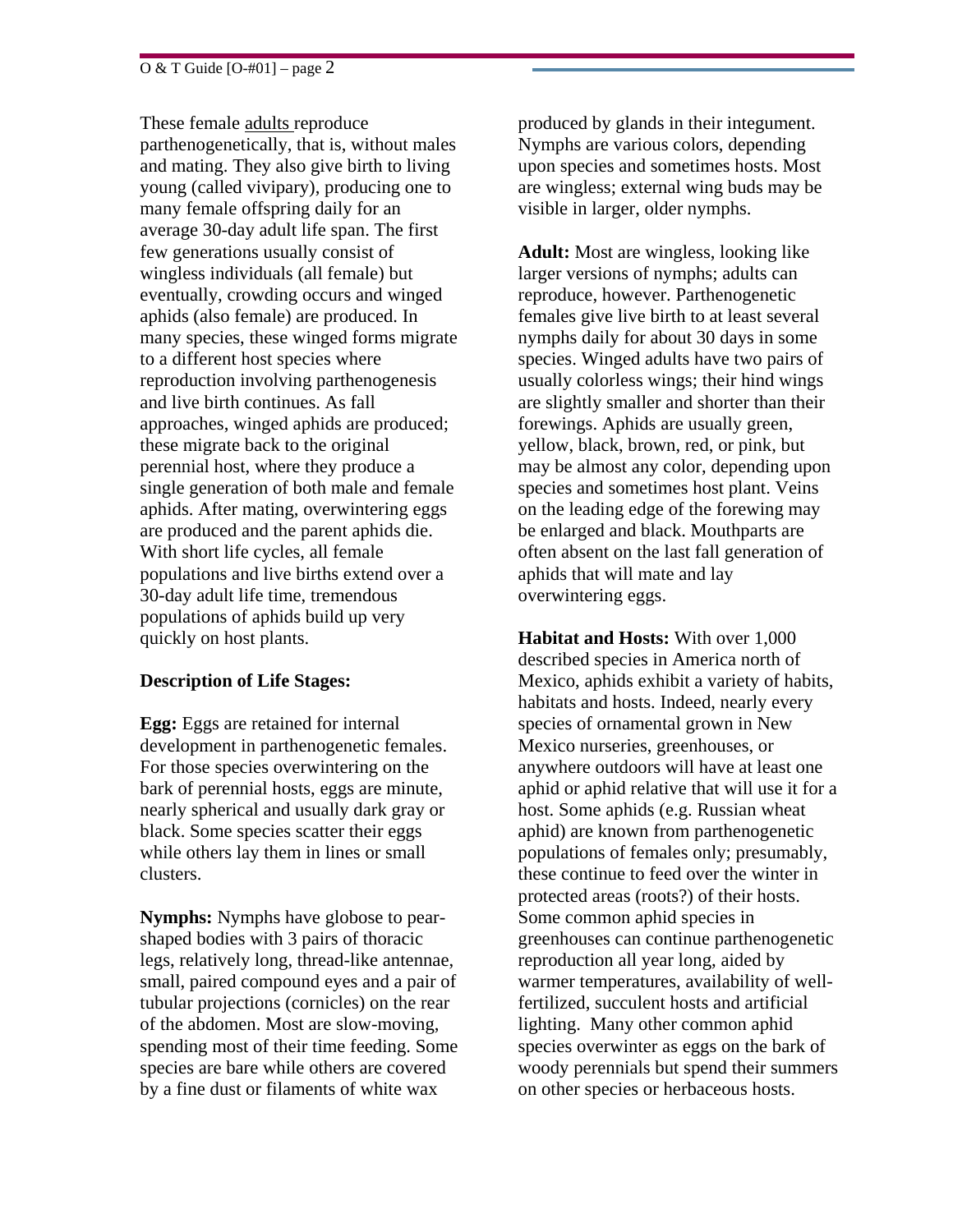These female adults reproduce parthenogenetically, that is, without males and mating. They also give birth to living young (called vivipary), producing one to many female offspring daily for an average 30-day adult life span. The first few generations usually consist of wingless individuals (all female) but eventually, crowding occurs and winged aphids (also female) are produced. In many species, these winged forms migrate to a different host species where reproduction involving parthenogenesis and live birth continues. As fall approaches, winged aphids are produced; these migrate back to the original perennial host, where they produce a single generation of both male and female aphids. After mating, overwintering eggs are produced and the parent aphids die. With short life cycles, all female populations and live births extend over a 30-day adult life time, tremendous populations of aphids build up very quickly on host plants.

**Description of Life Stages:**

**Egg:** Eggs are retained for internal development in parthenogenetic females. For those species overwintering on the bark of perennial hosts, eggs are minute, nearly spherical and usually dark gray or black. Some species scatter their eggs while others lay them in lines or small clusters.

**Nymphs:** Nymphs have globose to pear-shaped bodies with 3 pairs of thoracic legs, relatively long, thread-like antennae, small, paired compound eyes and a pair of tubular projections (cornicles) on the rear of the abdomen. Most are slow-moving, spending most of their time feeding. Some species are bare while others are covered by a fine dust or filaments of white wax produced by glands in their integument. Nymphs are various colors, depending upon species and sometimes hosts. Most are wingless; external wing buds may be visible in larger, older nymphs.

**Adult:** Most are wingless, looking like larger versions of nymphs; adults can reproduce, however. Parthenogenetic females give live birth to at least several nymphs daily for about 30 days in some species. Winged adults have two pairs of usually colorless wings; their hind wings are slightly smaller and shorter than their forewings. Aphids are usually green, yellow, black, brown, red, or pink, but may be almost any color, depending upon species and sometimes host plant. Veins on the leading edge of the forewing may be enlarged and black. Mouthparts are often absent on the last fall generation of aphids that will mate and lay overwintering eggs.

**Habitat and Hosts:** With over 1,000 described species in America north of Mexico, aphids exhibit a variety of habits, habitats and hosts. Indeed, nearly every species of ornamental grown in New Mexico nurseries, greenhouses, or anywhere outdoors will have at least one aphid or aphid relative that will use it for a host. Some aphids (e.g. Russian wheat aphid) are known from parthenogenetic populations of females only; presumably, these continue to feed over the winter in protected areas (roots?) of their hosts. Some common aphid species in greenhouses can continue parthenogenetic reproduction all year long, aided by warmer temperatures, availability of well-fertilized, succulent hosts and artificial lighting. Many other common aphid species overwinter as eggs on the bark of woody perennials but spend their summers on other species or herbaceous hosts.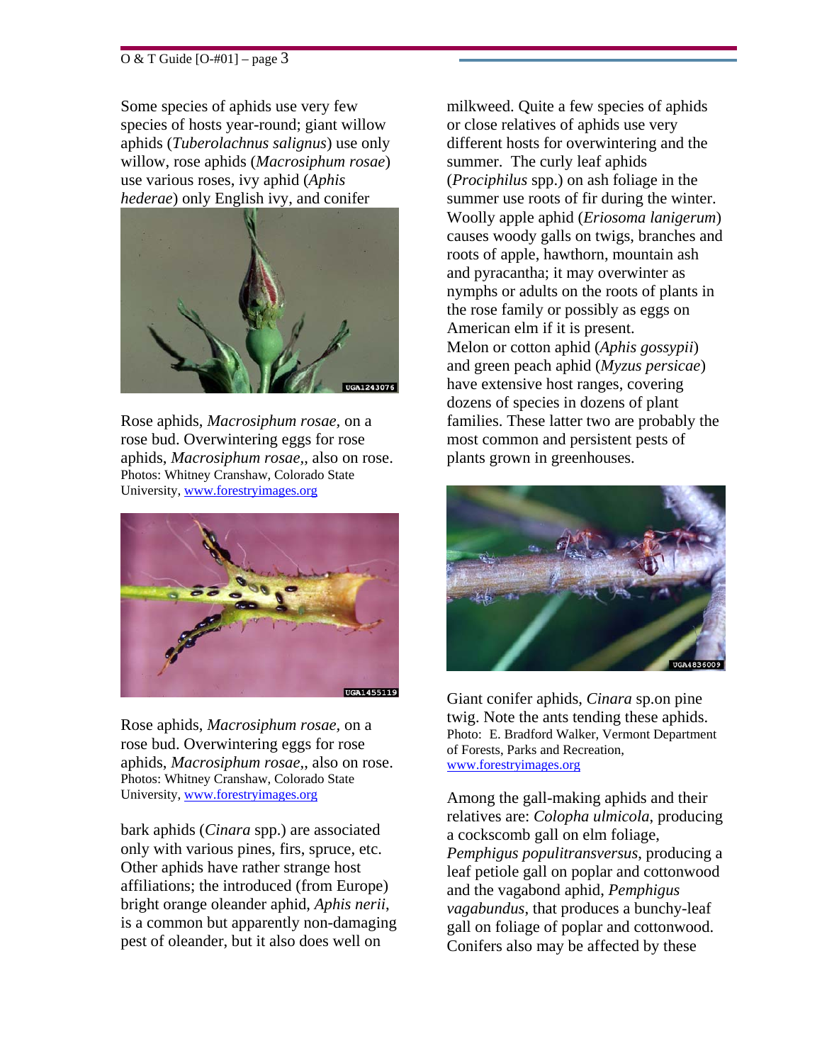Some species of aphids use very few species of hosts year-round; giant willow aphids (*Tuberolachnus salignus*) use only willow, rose aphids (*Macrosiphum rosae*) use various roses, ivy aphid (*Aphis hederae*) only English ivy, and conifer bark aphids (*Cinara* spp.) are associated only with various pines, firs, spruce, etc. Other aphids have rather strange host affiliations; the introduced (from Europe) bright orange oleander aphid, *Aphis nerii*, is a common but apparently non-damaging pest of oleander, but it also does well on milkweed. Quite a few species of aphids or close relatives of aphids use very different hosts for overwintering and the summer. The curly leaf aphids (*Prociphilus* spp.) on ash foliage in the summer use roots of fir during the winter. Woolly apple aphid (*Eriosoma lanigerum*) causes woody galls on twigs, branches and roots of apple, hawthorn, mountain ash and pyracantha; it may overwinter as nymphs or adults on the roots of plants in the rose family or possibly as eggs on American elm if it is present. Melon or cotton aphid (*Aphis gossypii*) and green peach aphid (*Myzus persicae*) have extensive host ranges, covering dozens of species in dozens of plant families. These latter two are probably the most common and persistent pests of plants grown in greenhouses.

Rose aphids, *Macrosiphum rosae*, on a rose bud. Overwintering eggs for rose aphids, *Macrosiphum rosae*,, also on rose. Photos: Whitney Cranshaw, Colorado State University, www.forestryimages.org

Rose aphids, *Macrosiphum rosae*, on a rose bud. Overwintering eggs for rose aphids, *Macrosiphum rosae*,, also on rose. Photos: Whitney Cranshaw, Colorado State University, www.forestryimages.org

Giant conifer aphids, *Cinara* sp.on pine twig. Note the ants tending these aphids. Photo: E. Bradford Walker, Vermont Department of Forests, Parks and Recreation, www.forestryimages.org

Among the gall-making aphids and their relatives are: *Colopha ulmicola*, producing a cockscomb gall on elm foliage, *Pemphigus populitransversus*, producing a leaf petiole gall on poplar and cottonwood and the vagabond aphid, *Pemphigus vagabundus*, that produces a bunchy-leaf gall on foliage of poplar and cottonwood. Conifers also may be affected by these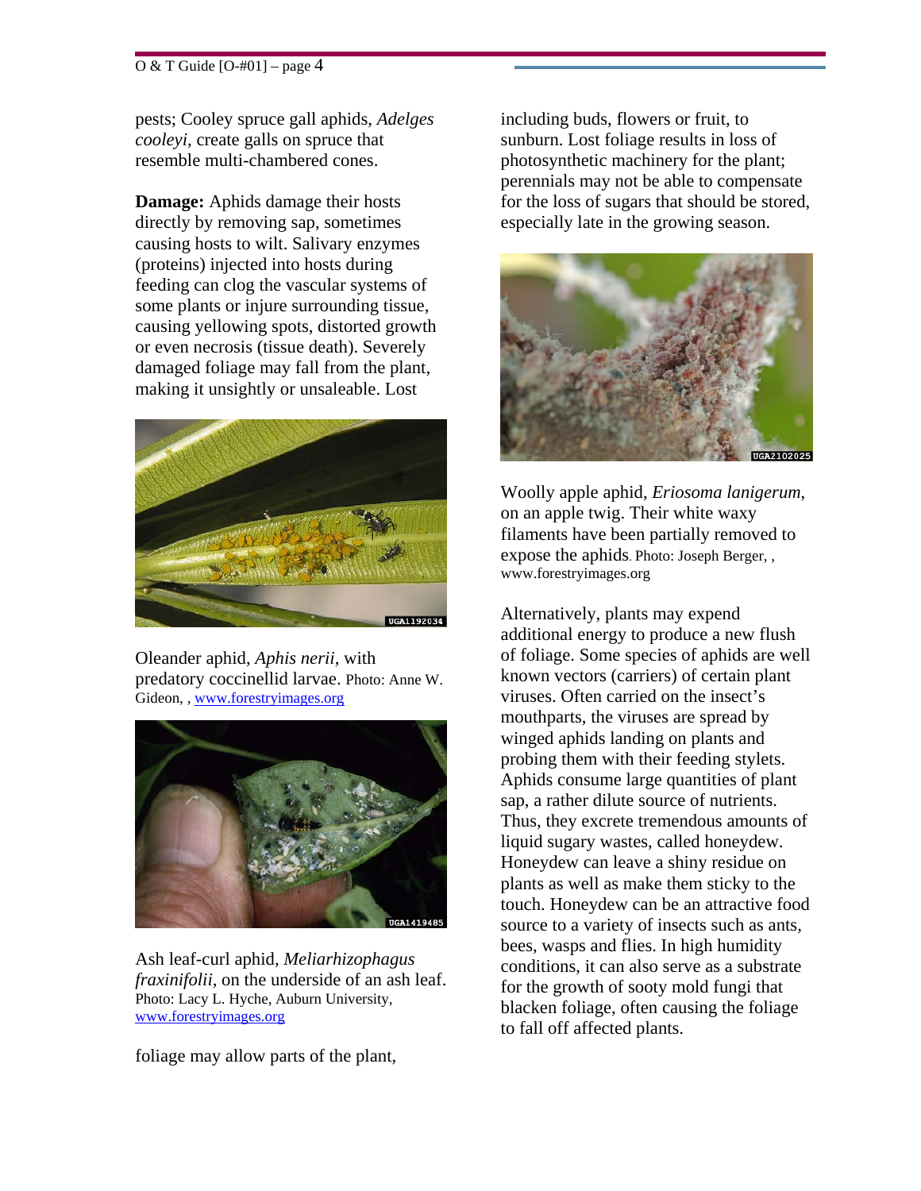pests; Cooley spruce gall aphids, *Adelges cooleyi*, create galls on spruce that resemble multi-chambered cones.

**Damage:** Aphids damage their hosts directly by removing sap, sometimes causing hosts to wilt. Salivary enzymes (proteins) injected into hosts during feeding can clog the vascular systems of some plants or injure surrounding tissue, causing yellowing spots, distorted growth or even necrosis (tissue death). Severely damaged foliage may fall from the plant, making it unsightly or unsaleable. Lost

Oleander aphid, *Aphis nerii*, with predatory coccinellid larvae. Photo: Anne W. Gideon, , www.forestryimages.org

Ash leaf-curl aphid, *Meliarhizophagus fraxinifolii*, on the underside of an ash leaf. Photo: Lacy L. Hyche, Auburn University, www.forestryimages.org

foliage may allow parts of the plant, including buds, flowers or fruit, to sunburn. Lost foliage results in loss of photosynthetic machinery for the plant; perennials may not be able to compensate for the loss of sugars that should be stored, especially late in the growing season.

Woolly apple aphid, *Eriosoma lanigerum*, on an apple twig. Their white waxy filaments have been partially removed to expose the aphids. Photo: Joseph Berger, , www.forestryimages.org

Alternatively, plants may expend additional energy to produce a new flush of foliage. Some species of aphids are well known vectors (carriers) of certain plant viruses. Often carried on the insect's mouthparts, the viruses are spread by winged aphids landing on plants and probing them with their feeding stylets. Aphids consume large quantities of plant sap, a rather dilute source of nutrients. Thus, they excrete tremendous amounts of liquid sugary wastes, called honeydew. Honeydew can leave a shiny residue on plants as well as make them sticky to the touch. Honeydew can be an attractive food source to a variety of insects such as ants, bees, wasps and flies. In high humidity conditions, it can also serve as a substrate for the growth of sooty mold fungi that blacken foliage, often causing the foliage to fall off affected plants.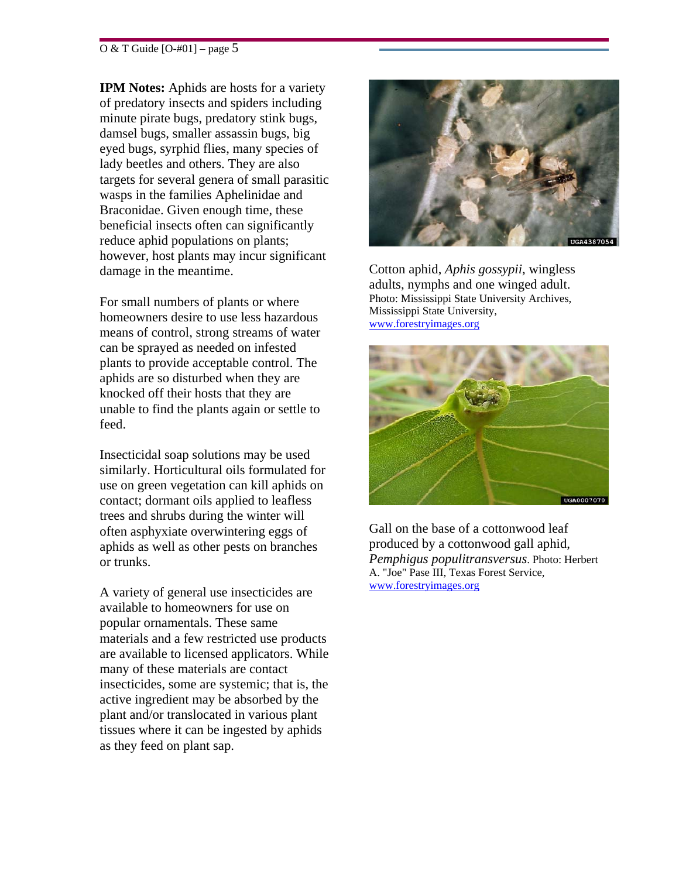**IPM Notes:** Aphids are hosts for a variety of predatory insects and spiders including minute pirate bugs, predatory stink bugs, damsel bugs, smaller assassin bugs, big eyed bugs, syrphid flies, many species of lady beetles and others. They are also targets for several genera of small parasitic wasps in the families Aphelinidae and Braconidae. Given enough time, these beneficial insects often can significantly reduce aphid populations on plants; however, host plants may incur significant damage in the meantime.

For small numbers of plants or where homeowners desire to use less hazardous means of control, strong streams of water can be sprayed as needed on infested plants to provide acceptable control. The aphids are so disturbed when they are knocked off their hosts that they are unable to find the plants again or settle to feed.

Insecticidal soap solutions may be used similarly. Horticultural oils formulated for use on green vegetation can kill aphids on contact; dormant oils applied to leafless trees and shrubs during the winter will often asphyxiate overwintering eggs of aphids as well as other pests on branches or trunks.

A variety of general use insecticides are available to homeowners for use on popular ornamentals. These same materials and a few restricted use products are available to licensed applicators. While many of these materials are contact insecticides, some are systemic; that is, the active ingredient may be absorbed by the plant and/or translocated in various plant tissues where it can be ingested by aphids as they feed on plant sap.

Cotton aphid, *Aphis gossypii*, wingless adults, nymphs and one winged adult. Photo: Mississippi State University Archives, Mississippi State University, www.forestryimages.org

Gall on the base of a cottonwood leaf produced by a cottonwood gall aphid, *Pemphigus populitransversus*. Photo: Herbert A. "Joe" Pase III, Texas Forest Service, www.forestryimages.org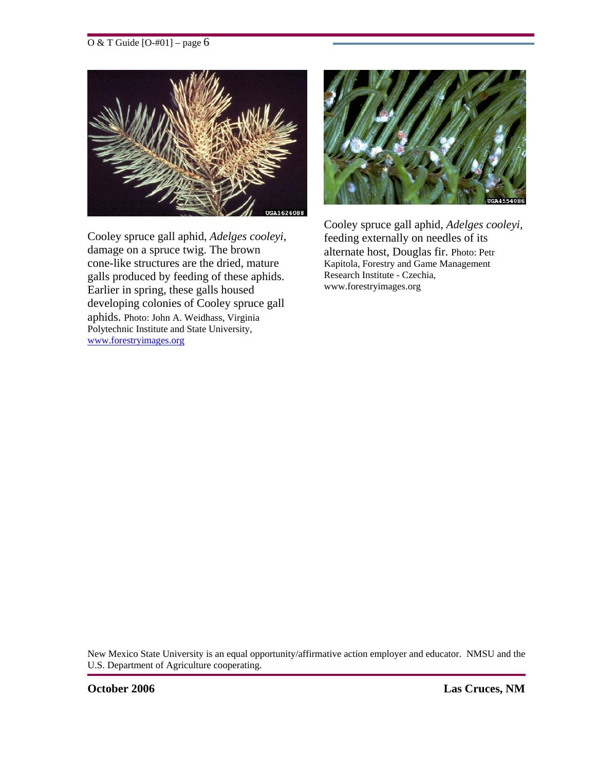Cooley spruce gall aphid, *Adelges cooleyi*, damage on a spruce twig. The brown cone-like structures are the dried, mature galls produced by feeding of these aphids. Earlier in spring, these galls housed developing colonies of Cooley spruce gall aphids. Photo: John A. Weidhass, Virginia Polytechnic Institute and State University, www.forestryimages.org

Cooley spruce gall aphid, *Adelges cooleyi*, feeding externally on needles of its alternate host, Douglas fir. Photo: Petr Kapitola, Forestry and Game Management Research Institute - Czechia, www.forestryimages.org

New Mexico State University is an equal opportunity/affirmative action employer and educator. NMSU and the U.S. Department of Agriculture cooperating.

**October 2006** **Las Cruces, NM**